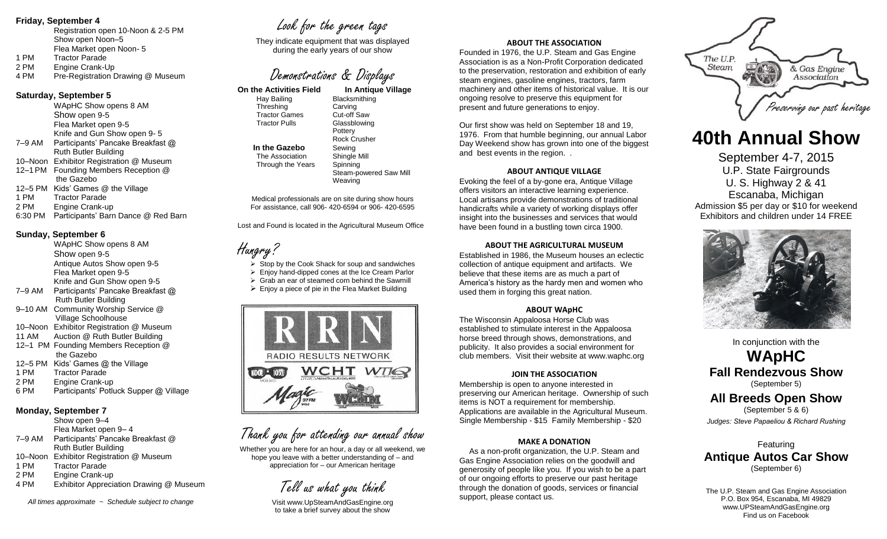**Friday, September 4**

Registration open 10-Noon & 2-5 PM
Show open Noon–5
Flea Market open Noon- 5
1 PM Tractor Parade
2 PM Engine Crank-Up
4 PM Pre-Registration Drawing @ Museum

**Saturday, September 5**

WApHC Show opens 8 AM
Show open 9-5
Flea Market open 9-5
Knife and Gun Show open 9- 5
7–9 AM Participants' Pancake Breakfast @ Ruth Butler Building
10–Noon Exhibitor Registration @ Museum
12–1 PM Founding Members Reception @ the Gazebo
12–5 PM Kids' Games @ the Village
1 PM Tractor Parade
2 PM Engine Crank-up
6:30 PM Participants' Barn Dance @ Red Barn

**Sunday, September 6**

WApHC Show opens 8 AM
Show open 9-5
Antique Autos Show open 9-5
Flea Market open 9-5
Knife and Gun Show open 9-5
7–9 AM Participants' Pancake Breakfast @ Ruth Butler Building
9–10 AM Community Worship Service @ Village Schoolhouse
10–Noon Exhibitor Registration @ Museum
11 AM Auction @ Ruth Butler Building
12–1 PM Founding Members Reception @ the Gazebo
12–5 PM Kids' Games @ the Village
1 PM Tractor Parade
2 PM Engine Crank-up
6 PM Participants' Potluck Supper @ Village

**Monday, September 7**

Show open 9–4
Flea Market open 9– 4
7–9 AM Participants' Pancake Breakfast @ Ruth Butler Building
10–Noon Exhibitor Registration @ Museum
1 PM Tractor Parade
2 PM Engine Crank-up
4 PM Exhibitor Appreciation Drawing @ Museum

*All times approximate ~ Schedule subject to change*

## *Look for the green tags*

They indicate equipment that was displayed during the early years of our show

## *Demonstrations & Displays*

**On the Activities Field**
Hay Bailing
Threshing
Tractor Games
Tractor Pulls

**In the Gazebo**
The Association Through the Years

**In Antique Village**
Blacksmithing
Carving
Cut-off Saw
Glassblowing
Pottery
Rock Crusher
Sewing
Shingle Mill
Spinning
Steam-powered Saw Mill
Weaving

Medical professionals are on site during show hours
For assistance, call 906- 420-6594 or 906- 420-6595

Lost and Found is located in the Agricultural Museum Office

## *Hungry?*

- Stop by the Cook Shack for soup and sandwiches
- Enjoy hand-dipped cones at the Ice Cream Parlor
- Grab an ear of steamed corn behind the Sawmill
- Enjoy a piece of pie in the Flea Market Building

RRN
RADIO RESULTS NETWORK
WCHT WTIQ
KOOL 105.5
Magic 97FM
WCMM

## *Thank you for attending our annual show*

Whether you are here for an hour, a day or all weekend, we hope you leave with a better understanding of – and appreciation for – our American heritage

## *Tell us what you think*

Visit www.UpSteamAndGasEngine.org to take a brief survey about the show

### ABOUT THE ASSOCIATION

Founded in 1976, the U.P. Steam and Gas Engine Association is as a Non-Profit Corporation dedicated to the preservation, restoration and exhibition of early steam engines, gasoline engines, tractors, farm machinery and other items of historical value. It is our ongoing resolve to preserve this equipment for present and future generations to enjoy.

Our first show was held on September 18 and 19, 1976. From that humble beginning, our annual Labor Day Weekend show has grown into one of the biggest and best events in the region. .

### ABOUT ANTIQUE VILLAGE

Evoking the feel of a by-gone era, Antique Village offers visitors an interactive learning experience. Local artisans provide demonstrations of traditional handicrafts while a variety of working displays offer insight into the businesses and services that would have been found in a bustling town circa 1900.

### ABOUT THE AGRICULTURAL MUSEUM

Established in 1986, the Museum houses an eclectic collection of antique equipment and artifacts. We believe that these items are as much a part of America's history as the hardy men and women who used them in forging this great nation.

### ABOUT WApHC

The Wisconsin Appaloosa Horse Club was established to stimulate interest in the Appaloosa horse breed through shows, demonstrations, and publicity. It also provides a social environment for club members. Visit their website at www.waphc.org

### JOIN THE ASSOCIATION

Membership is open to anyone interested in preserving our American heritage. Ownership of such items is NOT a requirement for membership. Applications are available in the Agricultural Museum. Single Membership - $15 Family Membership - $20

### MAKE A DONATION

As a non-profit organization, the U.P. Steam and Gas Engine Association relies on the goodwill and generosity of people like you. If you wish to be a part of our ongoing efforts to preserve our past heritage through the donation of goods, services or financial support, please contact us.

The U.P. Steam & Gas Engine Association
*Preserving our past heritage*

# 40th Annual Show

September 4-7, 2015
U.P. State Fairgrounds
U. S. Highway 2 & 41
Escanaba, Michigan
Admission $5 per day or $10 for weekend
Exhibitors and children under 14 FREE

In conjunction with the

## WApHC

### Fall Rendezvous Show

(September 5)

### All Breeds Open Show

(September 5 & 6)

*Judges: Steve Papaeliou & Richard Rushing*

Featuring

### Antique Autos Car Show

(September 6)

The U.P. Steam and Gas Engine Association
P.O. Box 954, Escanaba, MI 49829
www.UPSteamAndGasEngine.org
Find us on Facebook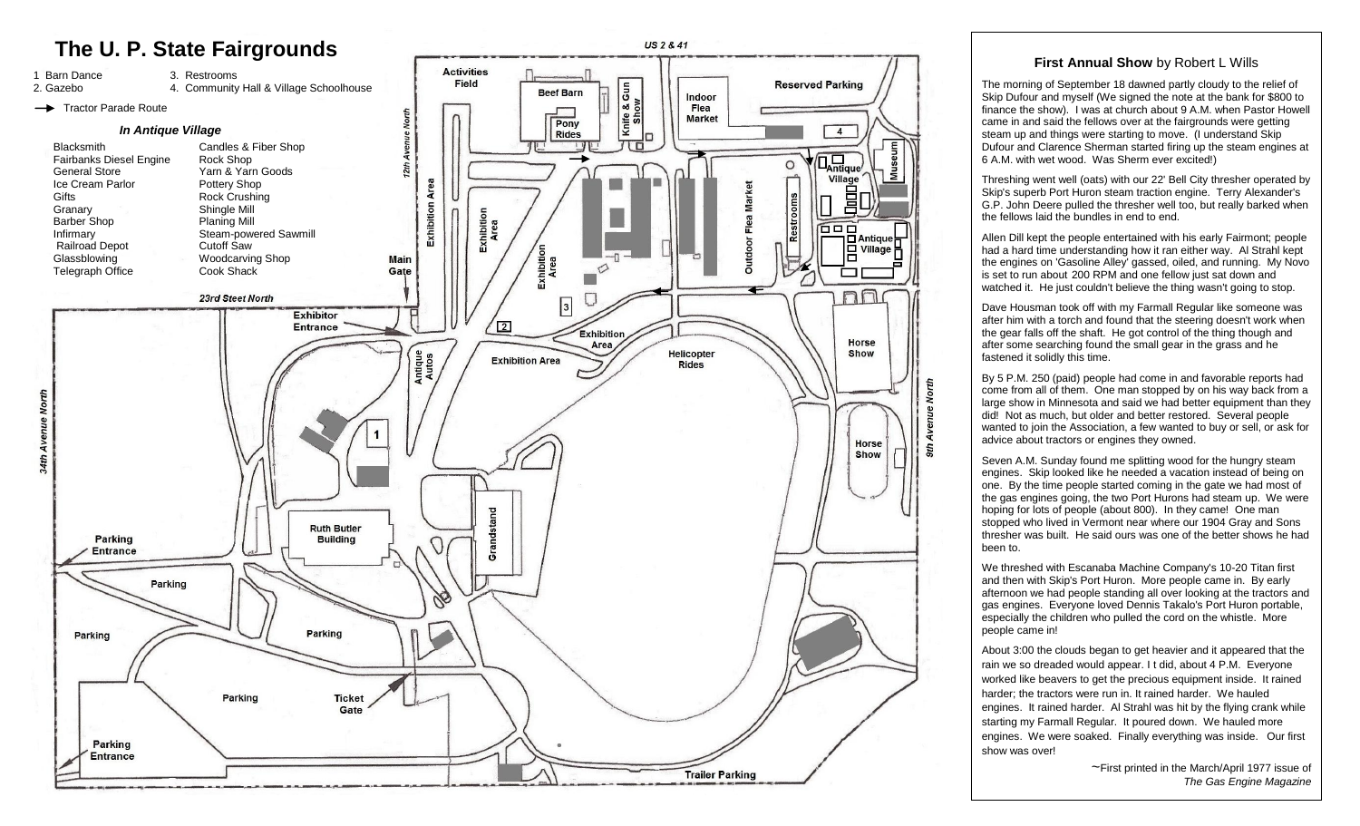# The U. P. State Fairgrounds

1. Barn Dance
2. Gazebo
3. Restrooms
4. Community Hall & Village Schoolhouse

→ Tractor Parade Route

### *In Antique Village*

- Blacksmith
- Fairbanks Diesel Engine
- General Store
- Ice Cream Parlor
- Gifts
- Granary
- Barber Shop
- Infirmary
- Railroad Depot
- Glassblowing
- Telegraph Office
- Candles & Fiber Shop
- Rock Shop
- Yarn & Yarn Goods
- Pottery Shop
- Rock Crushing
- Shingle Mill
- Planing Mill
- Steam-powered Sawmill
- Cutoff Saw
- Woodcarving Shop
- Cook Shack

US 2 & 41
12th Avenue North
23rd Steet North
34th Avenue North
9th Avenue North
Activities Field
Beef Barn
Knife & Gun Show
Pony Rides
Indoor Flea Market
Reserved Parking
Museum
Antique Village
Antique Village
Exhibition Area
Exhibition Area
Exhibition Area
Outdoor Flea Market
Restrooms
Main Gate
Exhibitor Entrance
Exhibition Area
Exhibition Area
Antique Autos
Helicopter Rides
Horse Show
Horse Show
Grandstand
Ruth Butler Building
Parking Entrance
Parking
Parking
Parking
Parking
Ticket Gate
Parking Entrance
Trailer Parking

## First Annual Show by Robert L Wills

The morning of September 18 dawned partly cloudy to the relief of Skip Dufour and myself (We signed the note at the bank for $800 to finance the show). I was at church about 9 A.M. when Pastor Howell came in and said the fellows over at the fairgrounds were getting steam up and things were starting to move. (I understand Skip Dufour and Clarence Sherman started firing up the steam engines at 6 A.M. with wet wood. Was Sherm ever excited!)

Threshing went well (oats) with our 22' Bell City thresher operated by Skip's superb Port Huron steam traction engine. Terry Alexander's G.P. John Deere pulled the thresher well too, but really barked when the fellows laid the bundles in end to end.

Allen Dill kept the people entertained with his early Fairmont; people had a hard time understanding how it ran either way. Al Strahl kept the engines on 'Gasoline Alley' gassed, oiled, and running. My Novo is set to run about 200 RPM and one fellow just sat down and watched it. He just couldn't believe the thing wasn't going to stop.

Dave Housman took off with my Farmall Regular like someone was after him with a torch and found that the steering doesn't work when the gear falls off the shaft. He got control of the thing though and after some searching found the small gear in the grass and he fastened it solidly this time.

By 5 P.M. 250 (paid) people had come in and favorable reports had come from all of them. One man stopped by on his way back from a large show in Minnesota and said we had better equipment than they did! Not as much, but older and better restored. Several people wanted to join the Association, a few wanted to buy or sell, or ask for advice about tractors or engines they owned.

Seven A.M. Sunday found me splitting wood for the hungry steam engines. Skip looked like he needed a vacation instead of being on one. By the time people started coming in the gate we had most of the gas engines going, the two Port Hurons had steam up. We were hoping for lots of people (about 800). In they came! One man stopped who lived in Vermont near where our 1904 Gray and Sons thresher was built. He said ours was one of the better shows he had been to.

We threshed with Escanaba Machine Company's 10-20 Titan first and then with Skip's Port Huron. More people came in. By early afternoon we had people standing all over looking at the tractors and gas engines. Everyone loved Dennis Takalo's Port Huron portable, especially the children who pulled the cord on the whistle. More people came in!

About 3:00 the clouds began to get heavier and it appeared that the rain we so dreaded would appear. I t did, about 4 P.M. Everyone worked like beavers to get the precious equipment inside. It rained harder; the tractors were run in. It rained harder. We hauled engines. It rained harder. Al Strahl was hit by the flying crank while starting my Farmall Regular. It poured down. We hauled more engines. We were soaked. Finally everything was inside. Our first show was over!

~First printed in the March/April 1977 issue of *The Gas Engine Magazine*